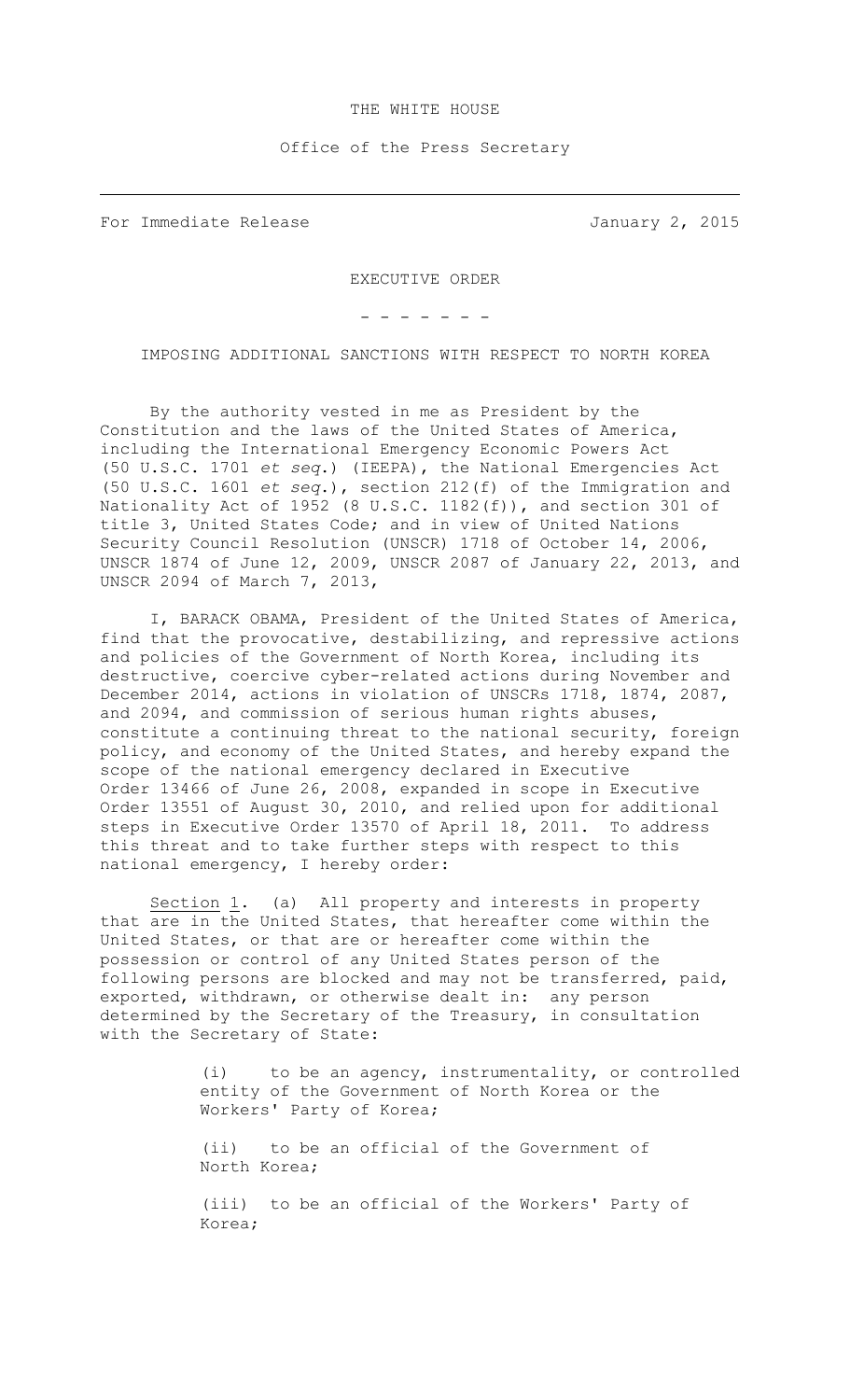THE WHITE HOUSE

Office of the Press Secretary

---

For Immediate Release January 2, 2015

EXECUTIVE ORDER

\- - - - - - -

IMPOSING ADDITIONAL SANCTIONS WITH RESPECT TO NORTH KOREA

By the authority vested in me as President by the Constitution and the laws of the United States of America, including the International Emergency Economic Powers Act (50 U.S.C. 1701 *et seq.*) (IEEPA), the National Emergencies Act (50 U.S.C. 1601 *et seq.*), section 212(f) of the Immigration and Nationality Act of 1952 (8 U.S.C. 1182(f)), and section 301 of title 3, United States Code; and in view of United Nations Security Council Resolution (UNSCR) 1718 of October 14, 2006, UNSCR 1874 of June 12, 2009, UNSCR 2087 of January 22, 2013, and UNSCR 2094 of March 7, 2013,

I, BARACK OBAMA, President of the United States of America, find that the provocative, destabilizing, and repressive actions and policies of the Government of North Korea, including its destructive, coercive cyber-related actions during November and December 2014, actions in violation of UNSCRs 1718, 1874, 2087, and 2094, and commission of serious human rights abuses, constitute a continuing threat to the national security, foreign policy, and economy of the United States, and hereby expand the scope of the national emergency declared in Executive Order 13466 of June 26, 2008, expanded in scope in Executive Order 13551 of August 30, 2010, and relied upon for additional steps in Executive Order 13570 of April 18, 2011. To address this threat and to take further steps with respect to this national emergency, I hereby order:

Section 1. (a) All property and interests in property that are in the United States, that hereafter come within the United States, or that are or hereafter come within the possession or control of any United States person of the following persons are blocked and may not be transferred, paid, exported, withdrawn, or otherwise dealt in: any person determined by the Secretary of the Treasury, in consultation with the Secretary of State:

(i) to be an agency, instrumentality, or controlled entity of the Government of North Korea or the Workers' Party of Korea;

(ii) to be an official of the Government of North Korea;

(iii) to be an official of the Workers' Party of Korea;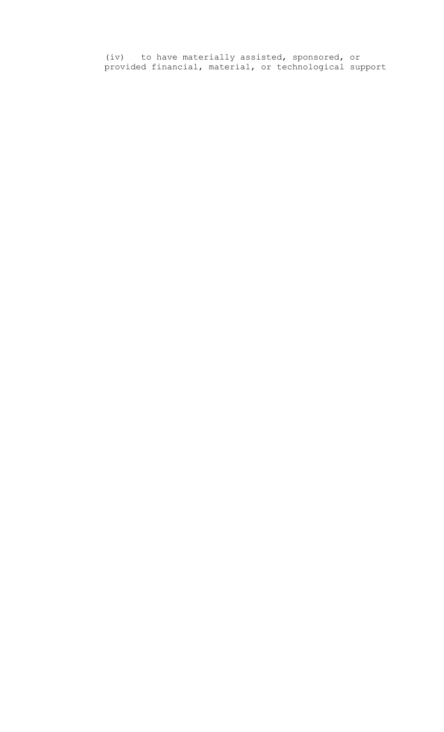(iv) to have materially assisted, sponsored, or provided financial, material, or technological support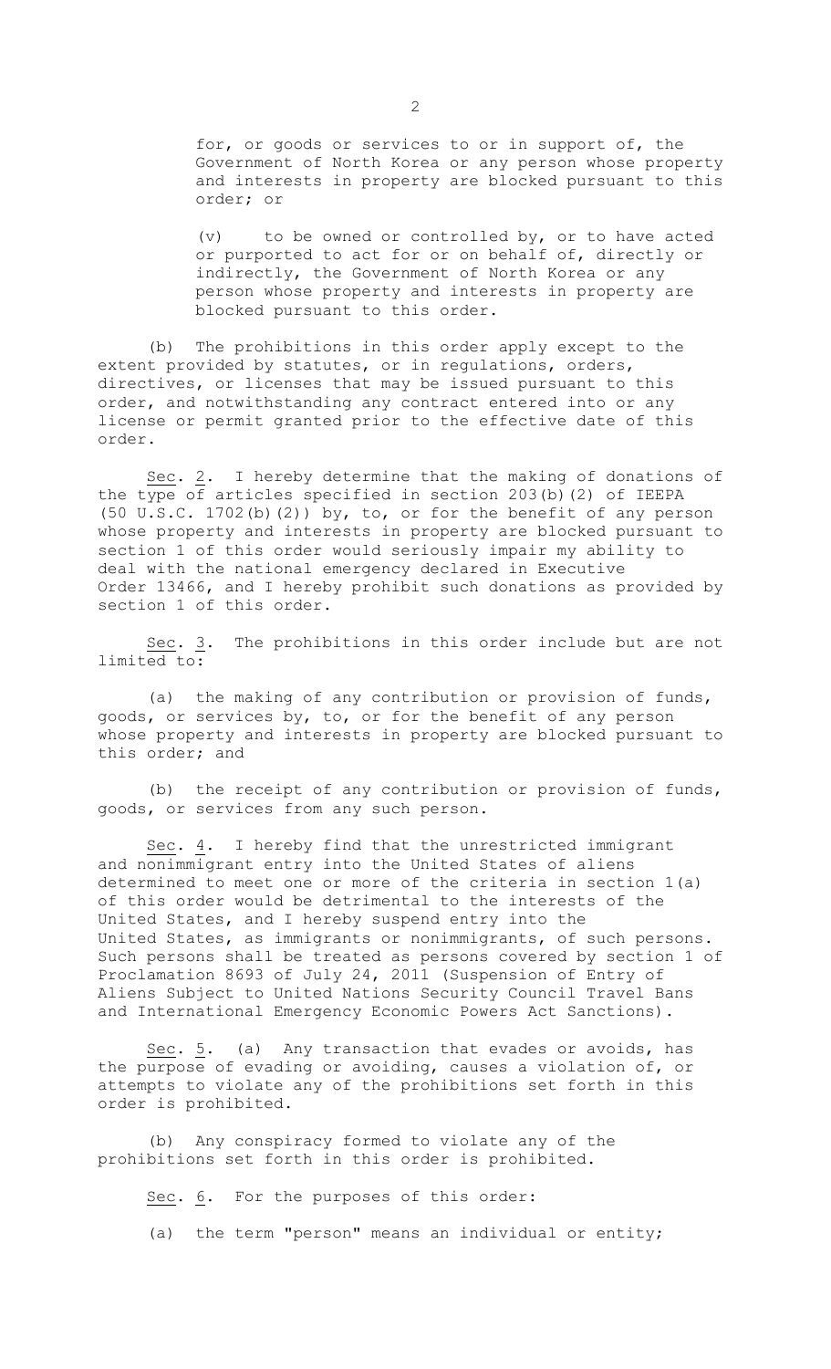for, or goods or services to or in support of, the Government of North Korea or any person whose property and interests in property are blocked pursuant to this order; or

(v) to be owned or controlled by, or to have acted or purported to act for or on behalf of, directly or indirectly, the Government of North Korea or any person whose property and interests in property are blocked pursuant to this order.

(b) The prohibitions in this order apply except to the extent provided by statutes, or in regulations, orders, directives, or licenses that may be issued pursuant to this order, and notwithstanding any contract entered into or any license or permit granted prior to the effective date of this order.

Sec. 2. I hereby determine that the making of donations of the type of articles specified in section 203(b)(2) of IEEPA (50 U.S.C. 1702(b)(2)) by, to, or for the benefit of any person whose property and interests in property are blocked pursuant to section 1 of this order would seriously impair my ability to deal with the national emergency declared in Executive Order 13466, and I hereby prohibit such donations as provided by section 1 of this order.

Sec. 3. The prohibitions in this order include but are not limited to:

(a) the making of any contribution or provision of funds, goods, or services by, to, or for the benefit of any person whose property and interests in property are blocked pursuant to this order; and

(b) the receipt of any contribution or provision of funds, goods, or services from any such person.

Sec. 4. I hereby find that the unrestricted immigrant and nonimmigrant entry into the United States of aliens determined to meet one or more of the criteria in section 1(a) of this order would be detrimental to the interests of the United States, and I hereby suspend entry into the United States, as immigrants or nonimmigrants, of such persons. Such persons shall be treated as persons covered by section 1 of Proclamation 8693 of July 24, 2011 (Suspension of Entry of Aliens Subject to United Nations Security Council Travel Bans and International Emergency Economic Powers Act Sanctions).

Sec. 5. (a) Any transaction that evades or avoids, has the purpose of evading or avoiding, causes a violation of, or attempts to violate any of the prohibitions set forth in this order is prohibited.

(b) Any conspiracy formed to violate any of the prohibitions set forth in this order is prohibited.

Sec. 6. For the purposes of this order:

(a) the term "person" means an individual or entity;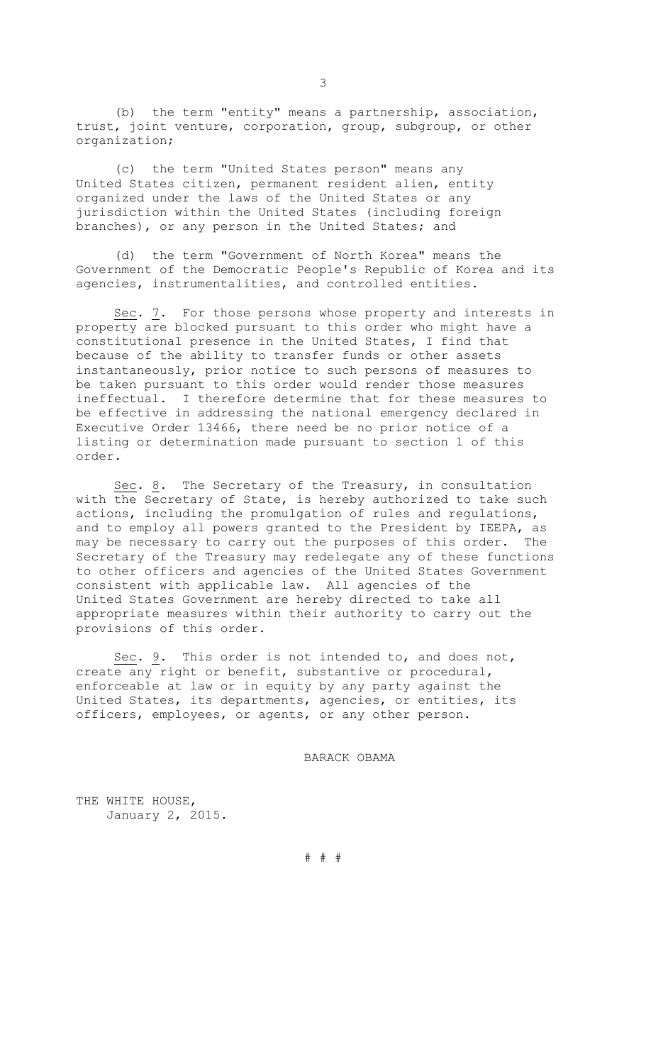(b) the term "entity" means a partnership, association, trust, joint venture, corporation, group, subgroup, or other organization;

(c) the term "United States person" means any United States citizen, permanent resident alien, entity organized under the laws of the United States or any jurisdiction within the United States (including foreign branches), or any person in the United States; and

(d) the term "Government of North Korea" means the Government of the Democratic People's Republic of Korea and its agencies, instrumentalities, and controlled entities.

Sec. 7. For those persons whose property and interests in property are blocked pursuant to this order who might have a constitutional presence in the United States, I find that because of the ability to transfer funds or other assets instantaneously, prior notice to such persons of measures to be taken pursuant to this order would render those measures ineffectual. I therefore determine that for these measures to be effective in addressing the national emergency declared in Executive Order 13466, there need be no prior notice of a listing or determination made pursuant to section 1 of this order.

Sec. 8. The Secretary of the Treasury, in consultation with the Secretary of State, is hereby authorized to take such actions, including the promulgation of rules and regulations, and to employ all powers granted to the President by IEEPA, as may be necessary to carry out the purposes of this order. The Secretary of the Treasury may redelegate any of these functions to other officers and agencies of the United States Government consistent with applicable law. All agencies of the United States Government are hereby directed to take all appropriate measures within their authority to carry out the provisions of this order.

Sec. 9. This order is not intended to, and does not, create any right or benefit, substantive or procedural, enforceable at law or in equity by any party against the United States, its departments, agencies, or entities, its officers, employees, or agents, or any other person.

BARACK OBAMA

THE WHITE HOUSE,
January 2, 2015.

# # #